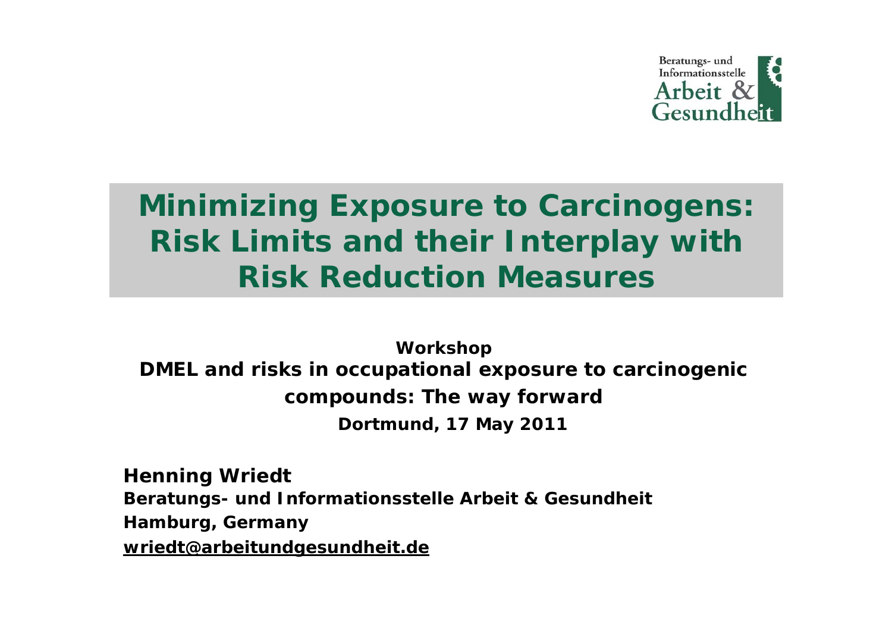Beratungs- und Informationsstelle Arbeit & Gesundheit

# Minimizing Exposure to Carcinogens: Risk Limits and their Interplay with Risk Reduction Measures

**Workshop**

**DMEL and risks in occupational exposure to carcinogenic compounds: The way forward**

**Dortmund, 17 May 2011**

**Henning Wriedt**

**Beratungs- und Informationsstelle Arbeit & Gesundheit**

**Hamburg, Germany**

**wriedt@arbeitundgesundheit.de**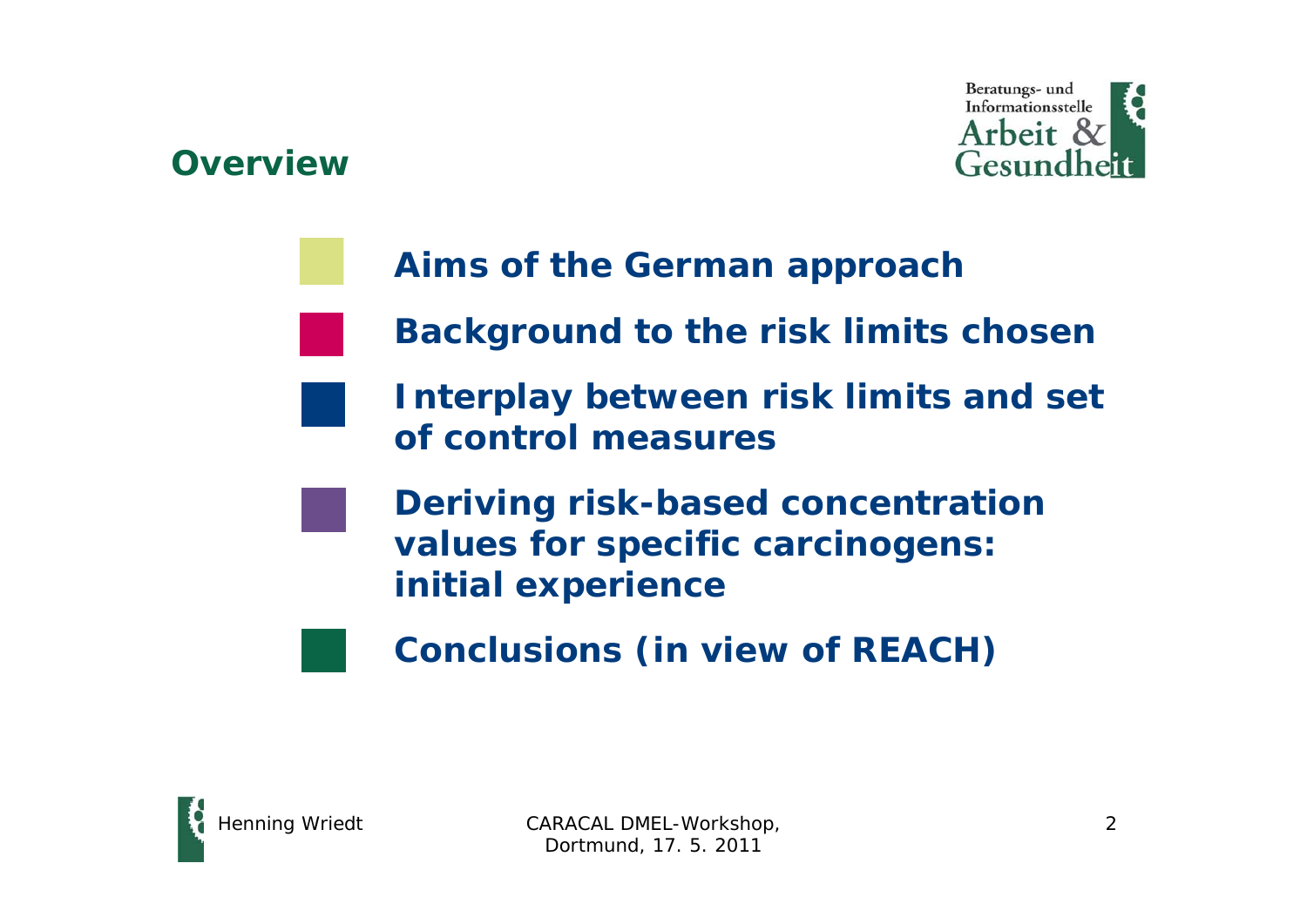## Overview

- Aims of the German approach
- Background to the risk limits chosen
- Interplay between risk limits and set of control measures
- Deriving risk-based concentration values for specific carcinogens: initial experience
- Conclusions (in view of REACH)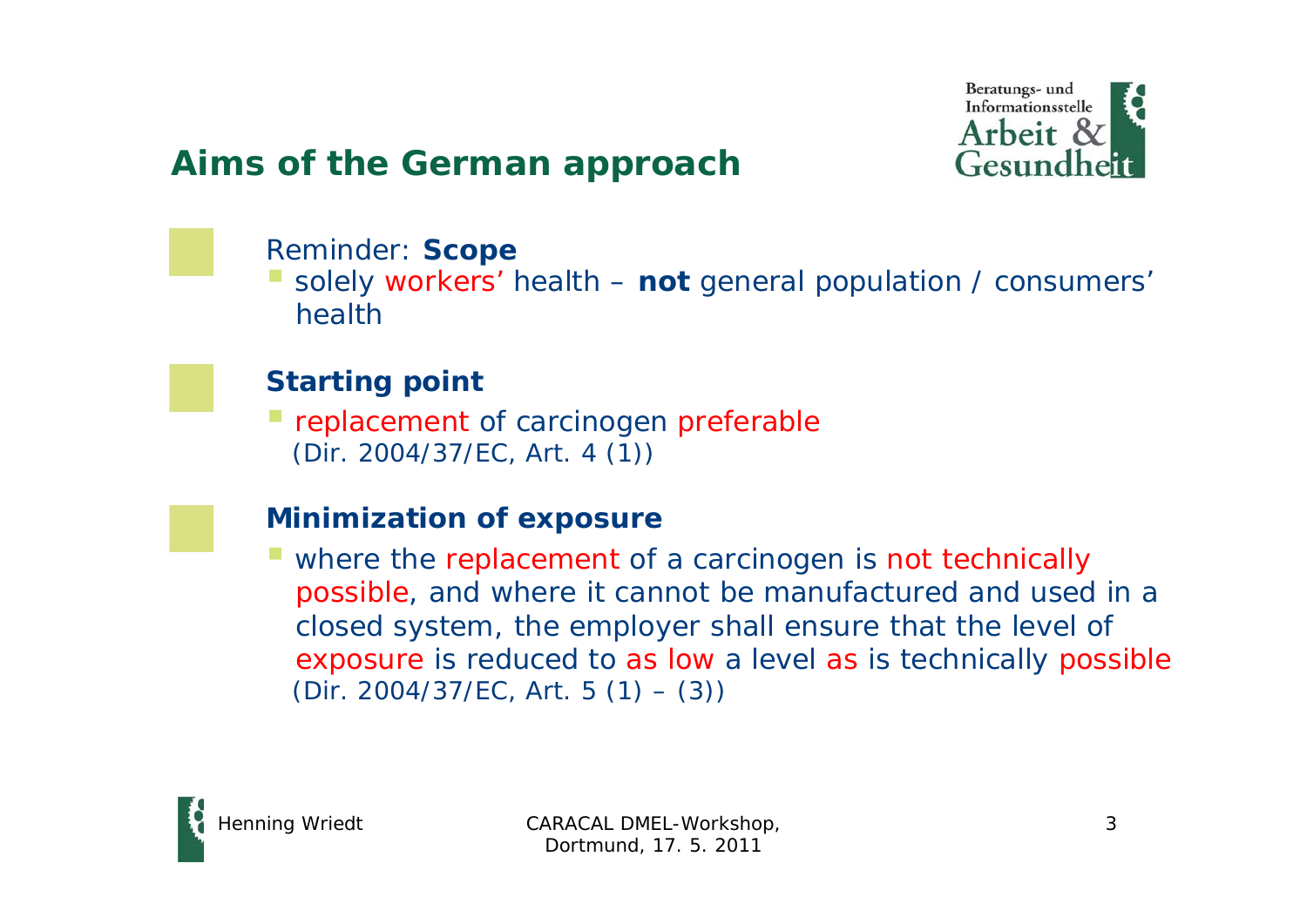## Aims of the German approach

Reminder: **Scope**

- solely workers' health – **not** general population / consumers' health

**Starting point**

- replacement of carcinogen preferable
  (Dir. 2004/37/EC, Art. 4 (1))

**Minimization of exposure**

- where the replacement of a carcinogen is not technically possible, and where it cannot be manufactured and used in a closed system, the employer shall ensure that the level of exposure is reduced to as low a level as is technically possible
  (Dir. 2004/37/EC, Art. 5 (1) – (3))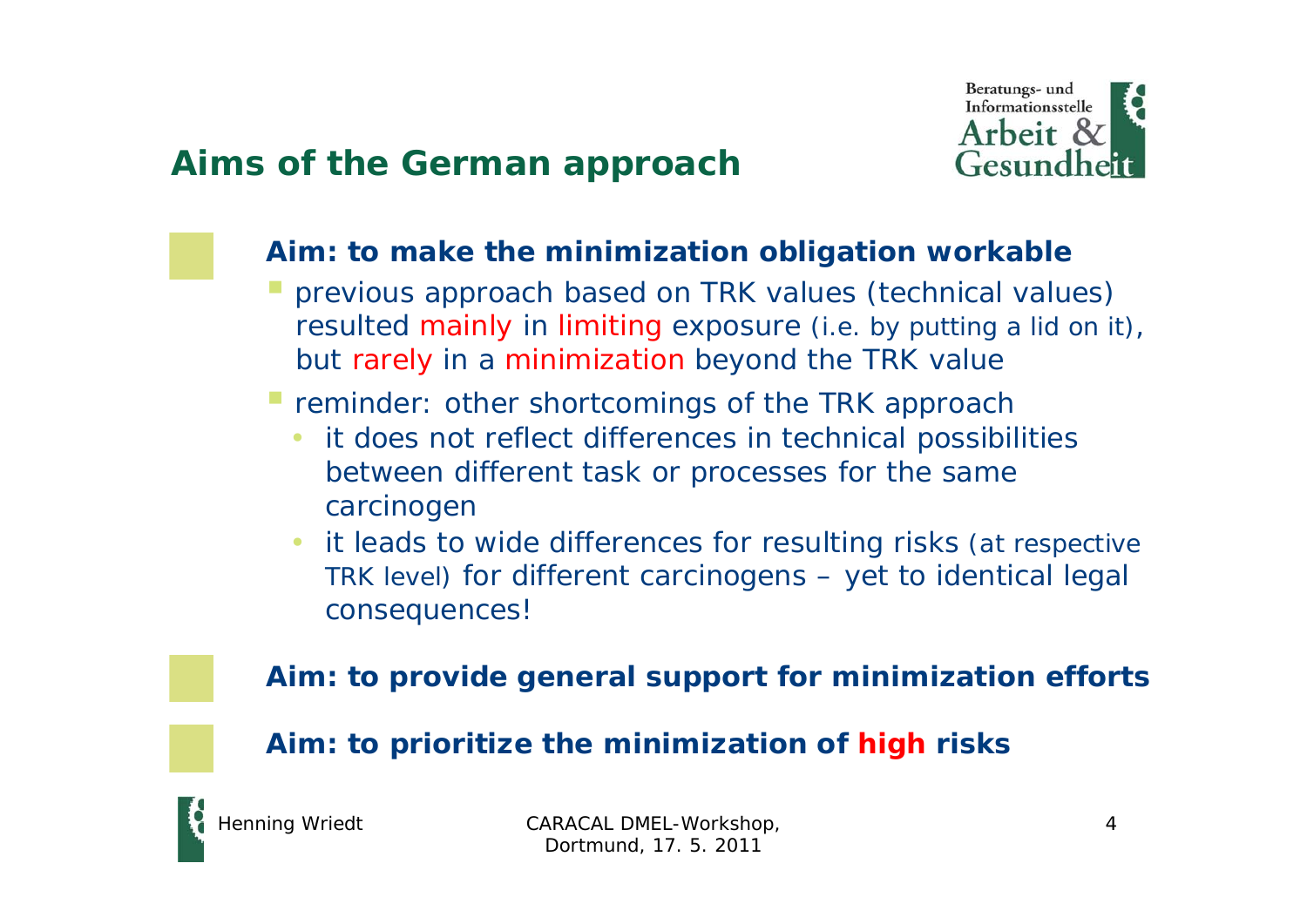## Aims of the German approach

**Aim: to make the minimization obligation workable**

- previous approach based on TRK values (technical values) resulted mainly in limiting exposure (i.e. by putting a lid on it), but rarely in a minimization beyond the TRK value
- reminder: other shortcomings of the TRK approach
  - it does not reflect differences in technical possibilities between different task or processes for the same carcinogen
  - it leads to wide differences for resulting risks (at respective TRK level) for different carcinogens – yet to identical legal consequences!

**Aim: to provide general support for minimization efforts**

**Aim: to prioritize the minimization of high risks**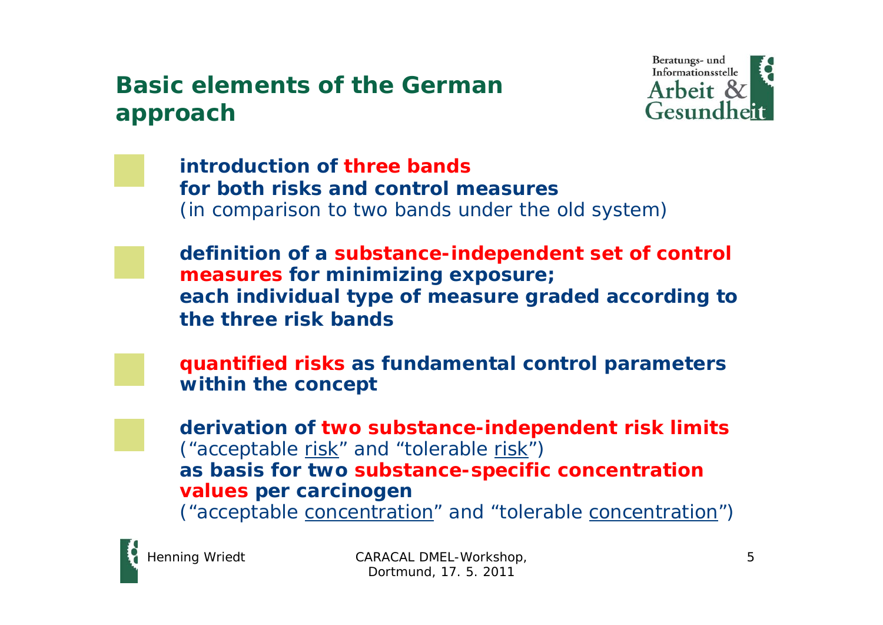## Basic elements of the German approach

- **introduction of three bands for both risks and control measures**
  *(in comparison to two bands under the old system)*

- **definition of a substance-independent set of control measures for minimizing exposure; each individual type of measure graded according to the three risk bands**

- **quantified risks as fundamental control parameters within the concept**

- **derivation of two substance-independent risk limits**
  *("acceptable risk" and "tolerable risk")*
  **as basis for two substance-specific concentration values per carcinogen**
  *("acceptable concentration" and "tolerable concentration")*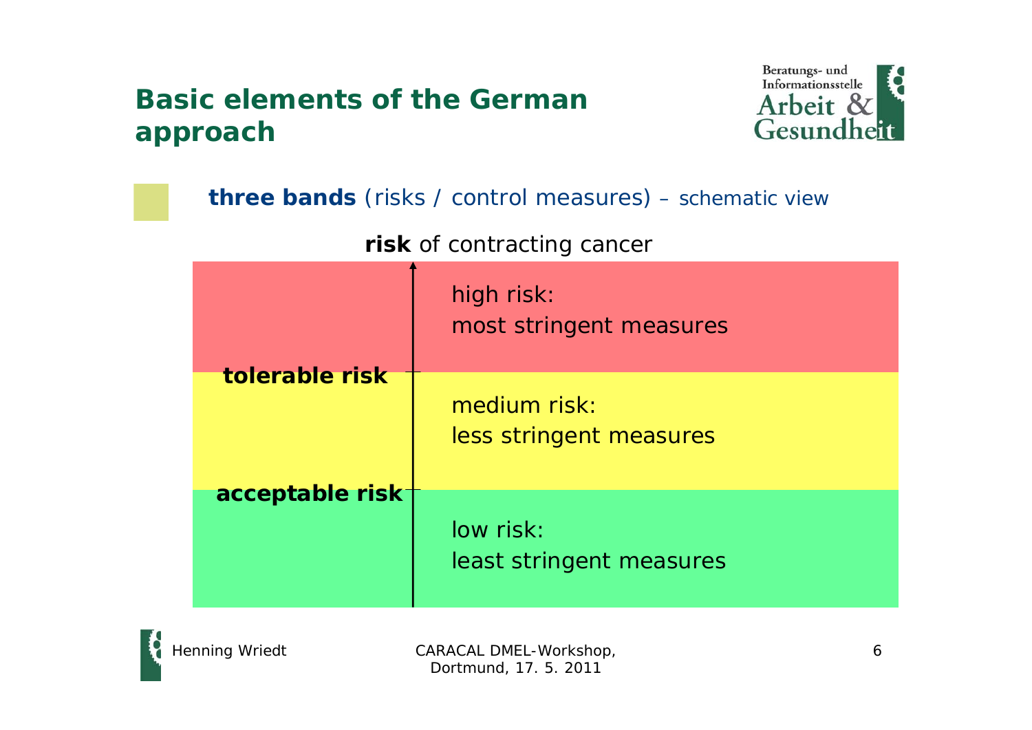# Basic elements of the German approach

**three bands** (risks / control measures) – schematic view

**risk** of contracting cancer

| | |
|---|---|
| | high risk:<br>most stringent measures |
| **tolerable risk** | medium risk:<br>less stringent measures |
| **acceptable risk** | low risk:<br>least stringent measures |

Henning Wriedt

CARACAL DMEL-Workshop, Dortmund, 17. 5. 2011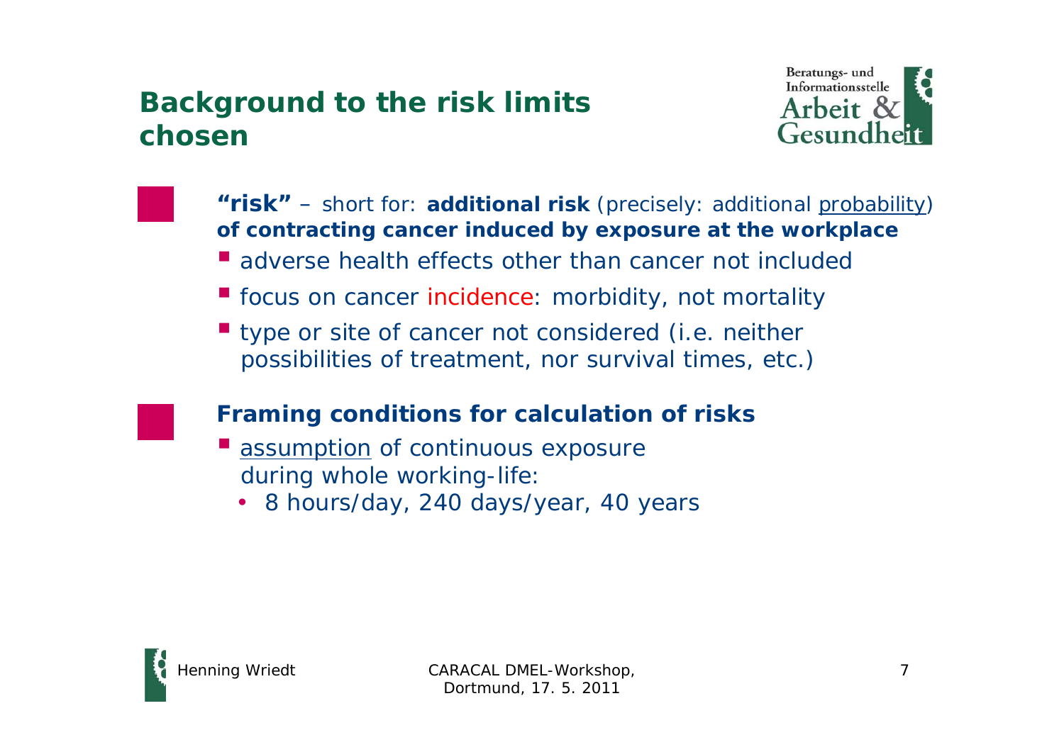# Background to the risk limits chosen

- **"risk"** – short for: **additional risk** (precisely: additional probability) **of contracting cancer induced by exposure at the workplace**
  - adverse health effects other than cancer not included
  - focus on cancer incidence: morbidity, not mortality
  - type or site of cancer not considered (i.e. neither possibilities of treatment, nor survival times, etc.)

- **Framing conditions for calculation of risks**
  - assumption of continuous exposure during whole working-life:
    - 8 hours/day, 240 days/year, 40 years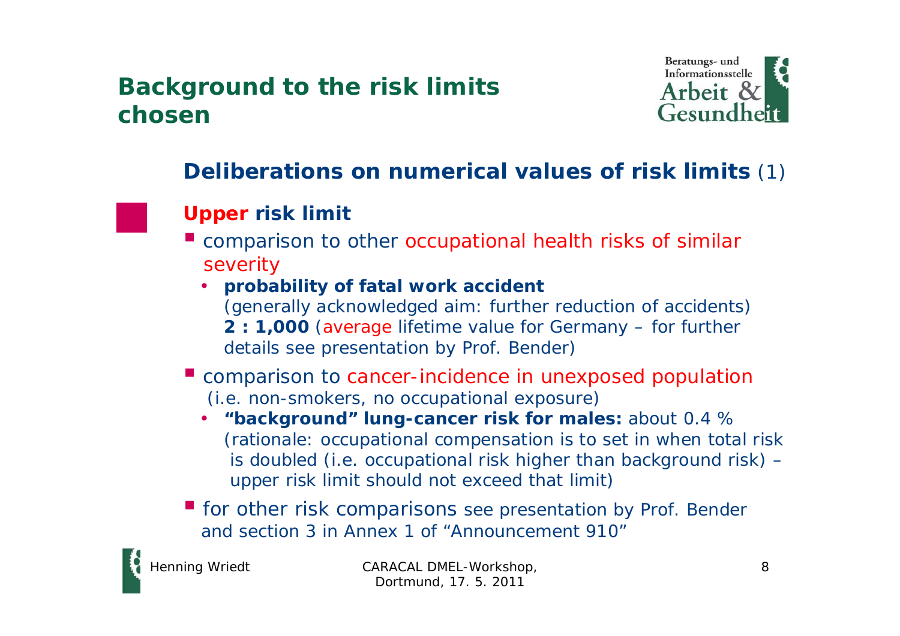# Background to the risk limits chosen

## Deliberations on numerical values of risk limits (1)

### Upper risk limit

- comparison to other occupational health risks of similar severity
  - **probability of fatal work accident**
    (generally acknowledged aim: further reduction of accidents)
    **2 : 1,000** (average lifetime value for Germany – for further details see presentation by Prof. Bender)
- comparison to cancer-incidence in unexposed population
  (i.e. non-smokers, no occupational exposure)
  - **"background" lung-cancer risk for males:** about 0.4 %
    (rationale: occupational compensation is to set in when total risk is doubled (i.e. occupational risk higher than background risk) – upper risk limit should not exceed that limit)
- for other risk comparisons see presentation by Prof. Bender and section 3 in Annex 1 of "Announcement 910"

Henning Wriedt — CARACAL DMEL-Workshop, Dortmund, 17. 5. 2011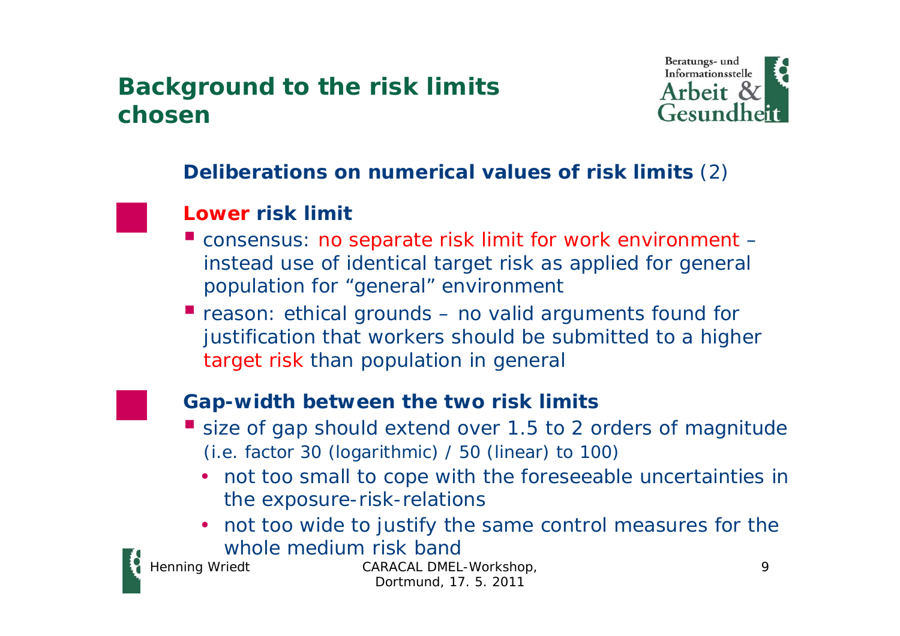## Background to the risk limits chosen

### **Deliberations on numerical values of risk limits** (2)

#### Lower risk limit

- consensus: no separate risk limit for work environment – instead use of identical target risk as applied for general population for "general" environment
- reason: ethical grounds – no valid arguments found for justification that workers should be submitted to a higher target risk than population in general

#### Gap-width between the two risk limits

- size of gap should extend over 1.5 to 2 orders of magnitude (i.e. factor 30 (logarithmic) / 50 (linear) to 100)
  - not too small to cope with the foreseeable uncertainties in the exposure-risk-relations
  - not too wide to justify the same control measures for the whole medium risk band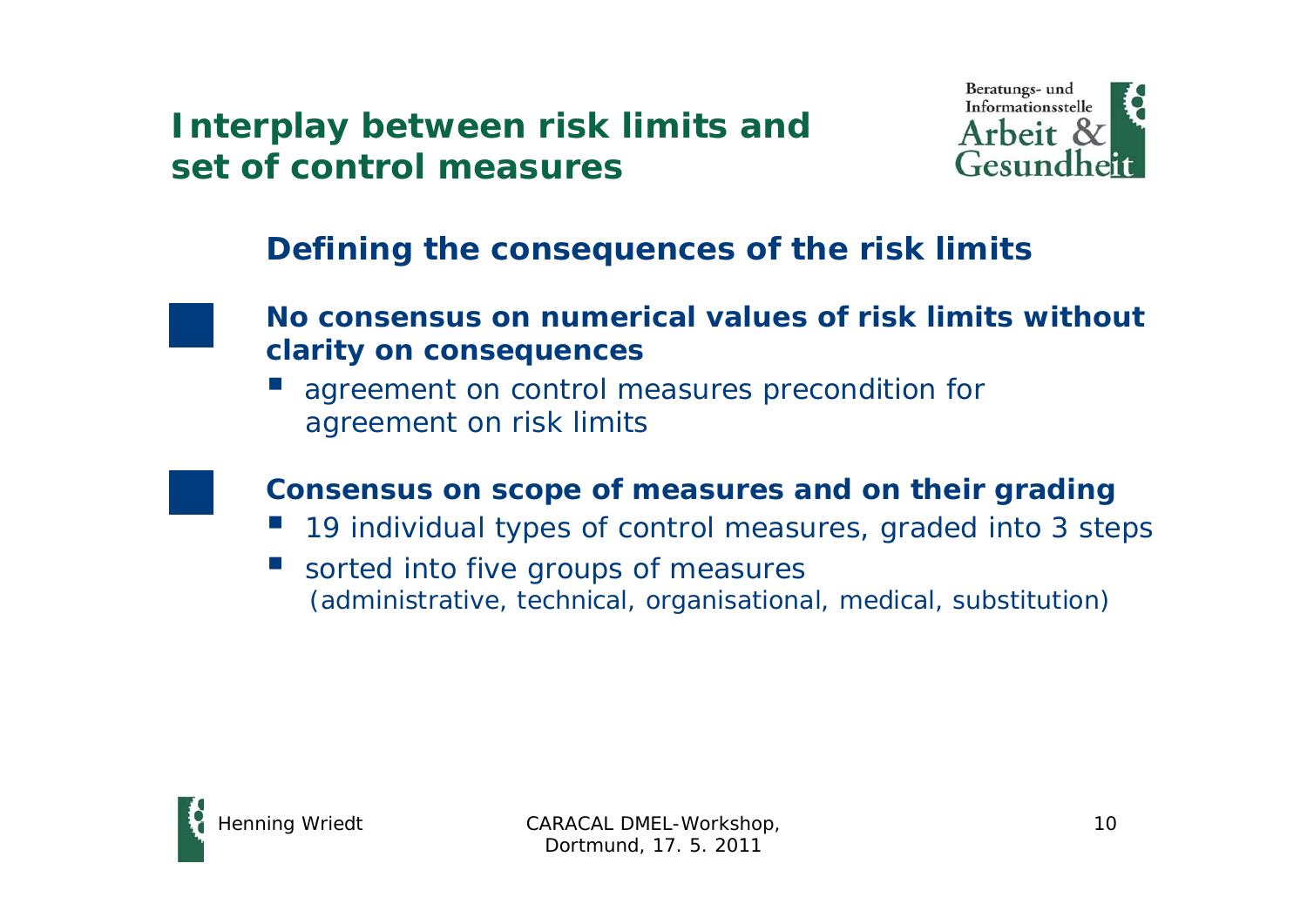# Interplay between risk limits and set of control measures

## Defining the consequences of the risk limits

- **No consensus on numerical values of risk limits without clarity on consequences**
  - agreement on control measures precondition for agreement on risk limits

- **Consensus on scope of measures and on their grading**
  - 19 individual types of control measures, graded into 3 steps
  - sorted into five groups of measures (administrative, technical, organisational, medical, substitution)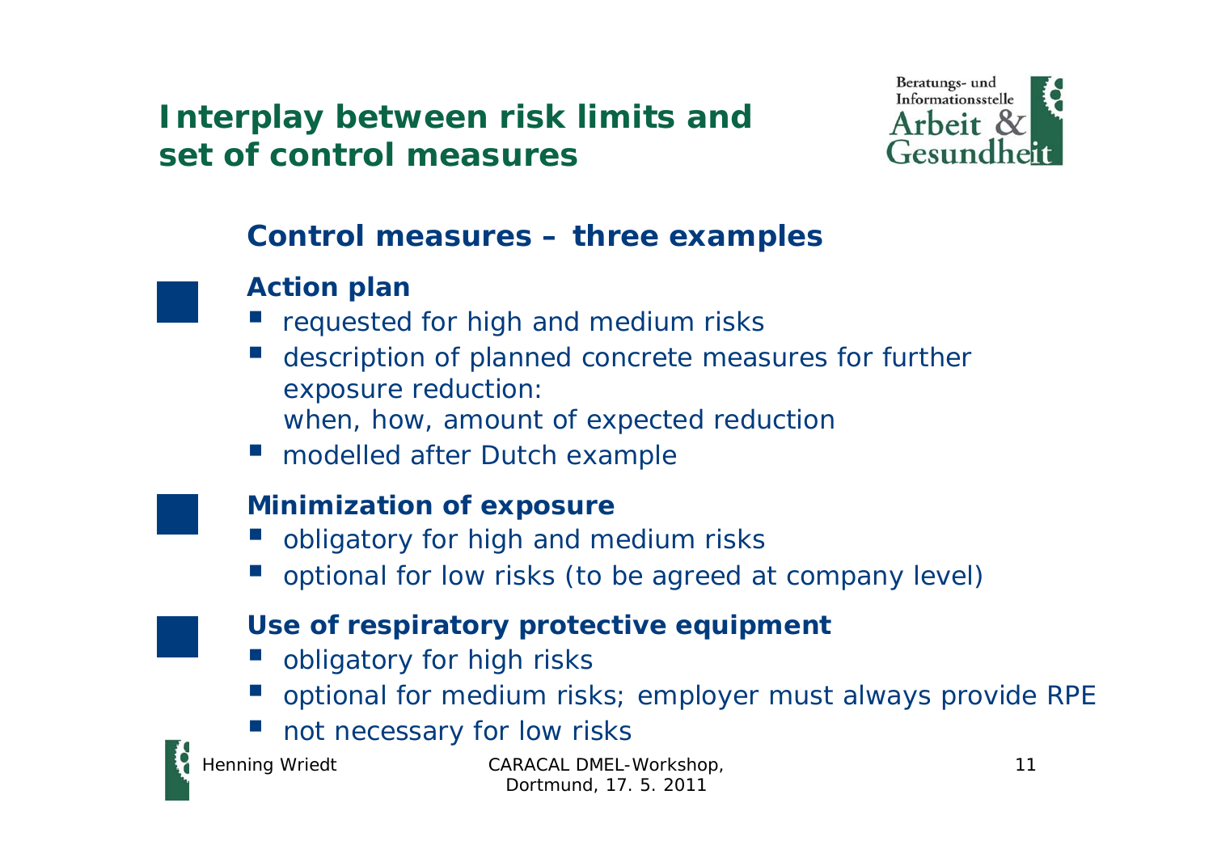# Interplay between risk limits and set of control measures

## Control measures – three examples

### Action plan

- requested for high and medium risks
- description of planned concrete measures for further exposure reduction:
  when, how, amount of expected reduction
- modelled after Dutch example

### Minimization of exposure

- obligatory for high and medium risks
- optional for low risks (to be agreed at company level)

### Use of respiratory protective equipment

- obligatory for high risks
- optional for medium risks; employer must always provide RPE
- not necessary for low risks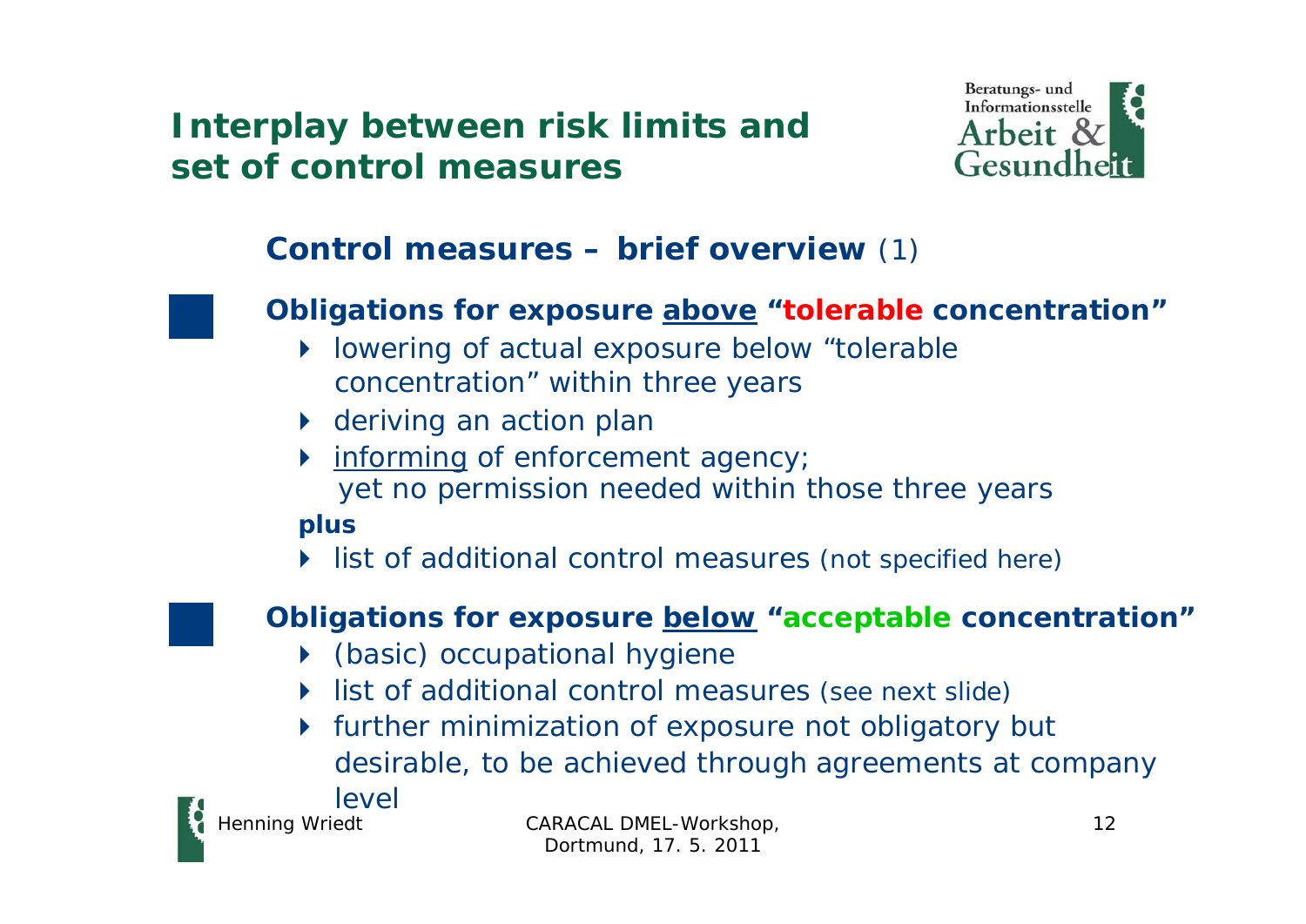# Interplay between risk limits and set of control measures

## Control measures – brief overview (1)

### Obligations for exposure above "tolerable concentration"

- lowering of actual exposure below "tolerable concentration" within three years
- deriving an action plan
- informing of enforcement agency; yet no permission needed within those three years

**plus**

- list of additional control measures (not specified here)

### Obligations for exposure below "acceptable concentration"

- (basic) occupational hygiene
- list of additional control measures (see next slide)
- further minimization of exposure not obligatory but desirable, to be achieved through agreements at company level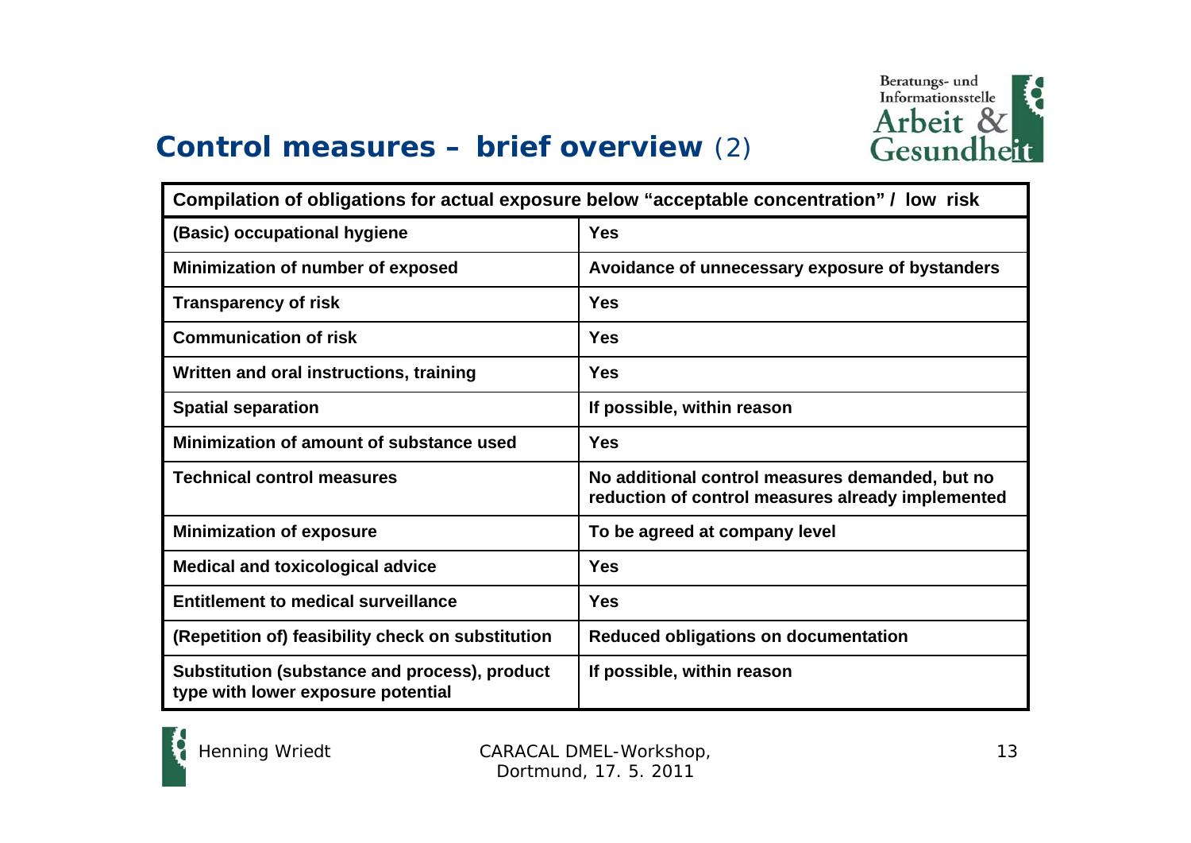# Control measures – brief overview (2)

| Compilation of obligations for actual exposure below “acceptable concentration” / low risk | |
|---|---|
| (Basic) occupational hygiene | Yes |
| Minimization of number of exposed | Avoidance of unnecessary exposure of bystanders |
| Transparency of risk | Yes |
| Communication of risk | Yes |
| Written and oral instructions, training | Yes |
| Spatial separation | If possible, within reason |
| Minimization of amount of substance used | Yes |
| Technical control measures | No additional control measures demanded, but no reduction of control measures already implemented |
| Minimization of exposure | To be agreed at company level |
| Medical and toxicological advice | Yes |
| Entitlement to medical surveillance | Yes |
| (Repetition of) feasibility check on substitution | Reduced obligations on documentation |
| Substitution (substance and process), product type with lower exposure potential | If possible, within reason |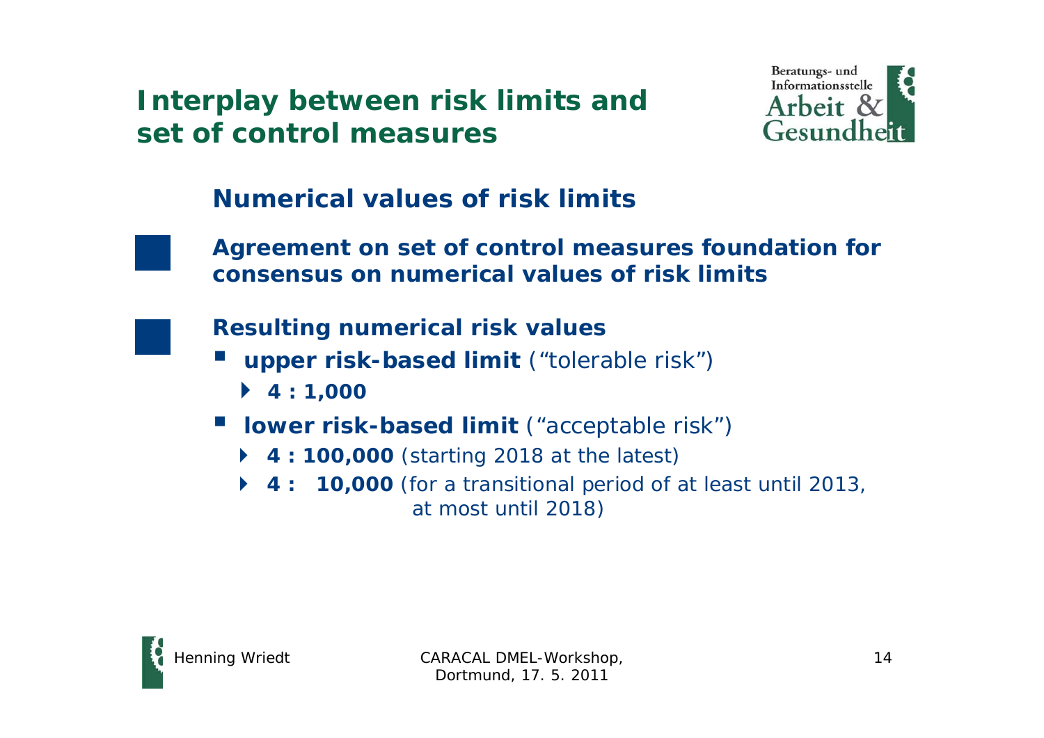# Interplay between risk limits and set of control measures

## Numerical values of risk limits

- **Agreement on set of control measures foundation for consensus on numerical values of risk limits**

- **Resulting numerical risk values**
  - **upper risk-based limit** (“tolerable risk”)
    - **4 : 1,000**
  - **lower risk-based limit** (“acceptable risk”)
    - **4 : 100,000** (starting 2018 at the latest)
    - **4 : 10,000** (for a transitional period of at least until 2013, at most until 2018)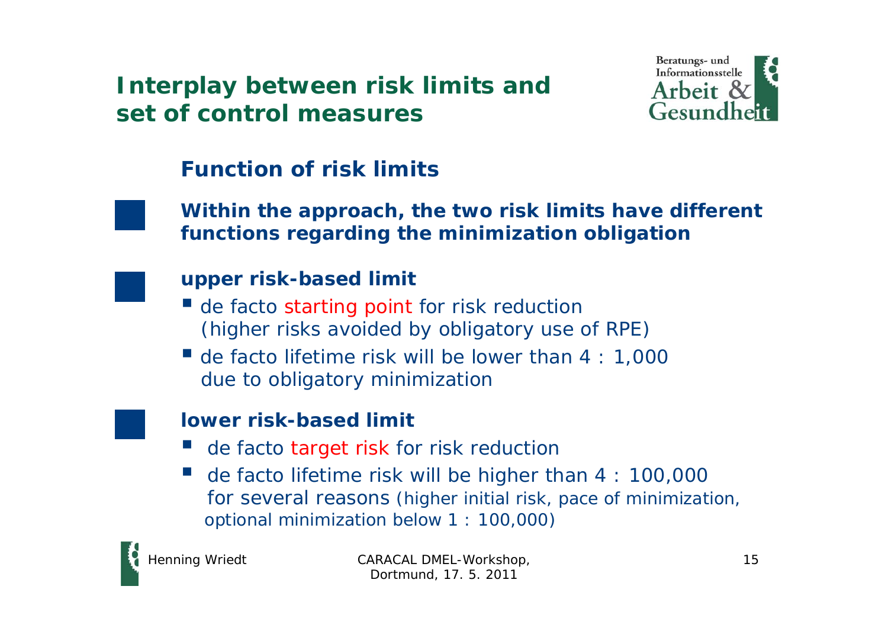# Interplay between risk limits and set of control measures

## Function of risk limits

**Within the approach, the two risk limits have different functions regarding the minimization obligation**

**upper risk-based limit**

- de facto starting point for risk reduction (higher risks avoided by obligatory use of RPE)
- de facto lifetime risk will be lower than 4 : 1,000 due to obligatory minimization

**lower risk-based limit**

- de facto target risk for risk reduction
- de facto lifetime risk will be higher than 4 : 100,000 for several reasons (higher initial risk, pace of minimization, optional minimization below 1 : 100,000)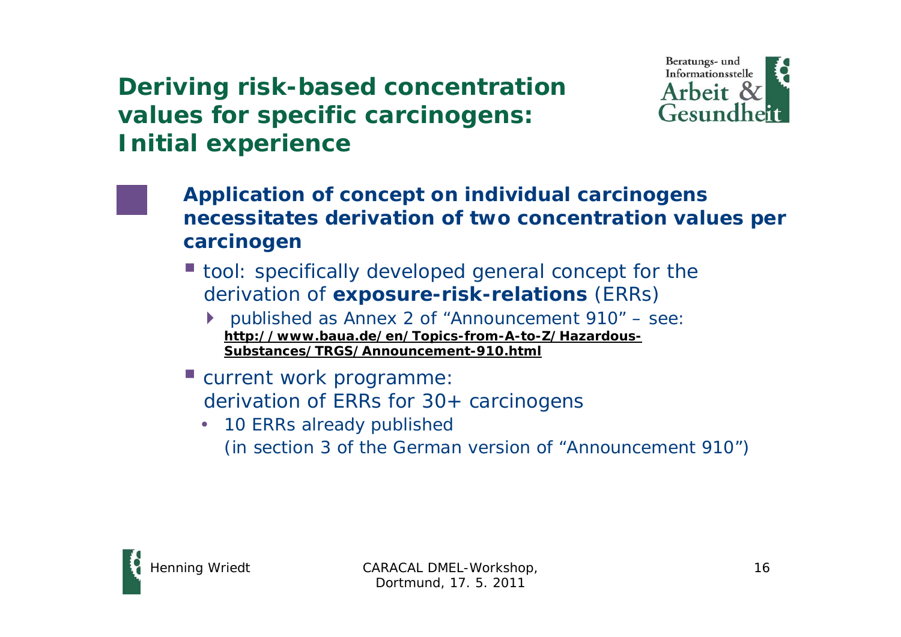# Deriving risk-based concentration values for specific carcinogens: Initial experience

**Application of concept on individual carcinogens necessitates derivation of two concentration values per carcinogen**

- tool: specifically developed general concept for the derivation of **exposure-risk-relations** (ERRs)
  - published as Annex 2 of "Announcement 910" – see: **http://www.baua.de/en/Topics-from-A-to-Z/Hazardous-Substances/TRGS/Announcement-910.html**
- current work programme: derivation of ERRs for 30+ carcinogens
  - 10 ERRs already published (in section 3 of the German version of "Announcement 910")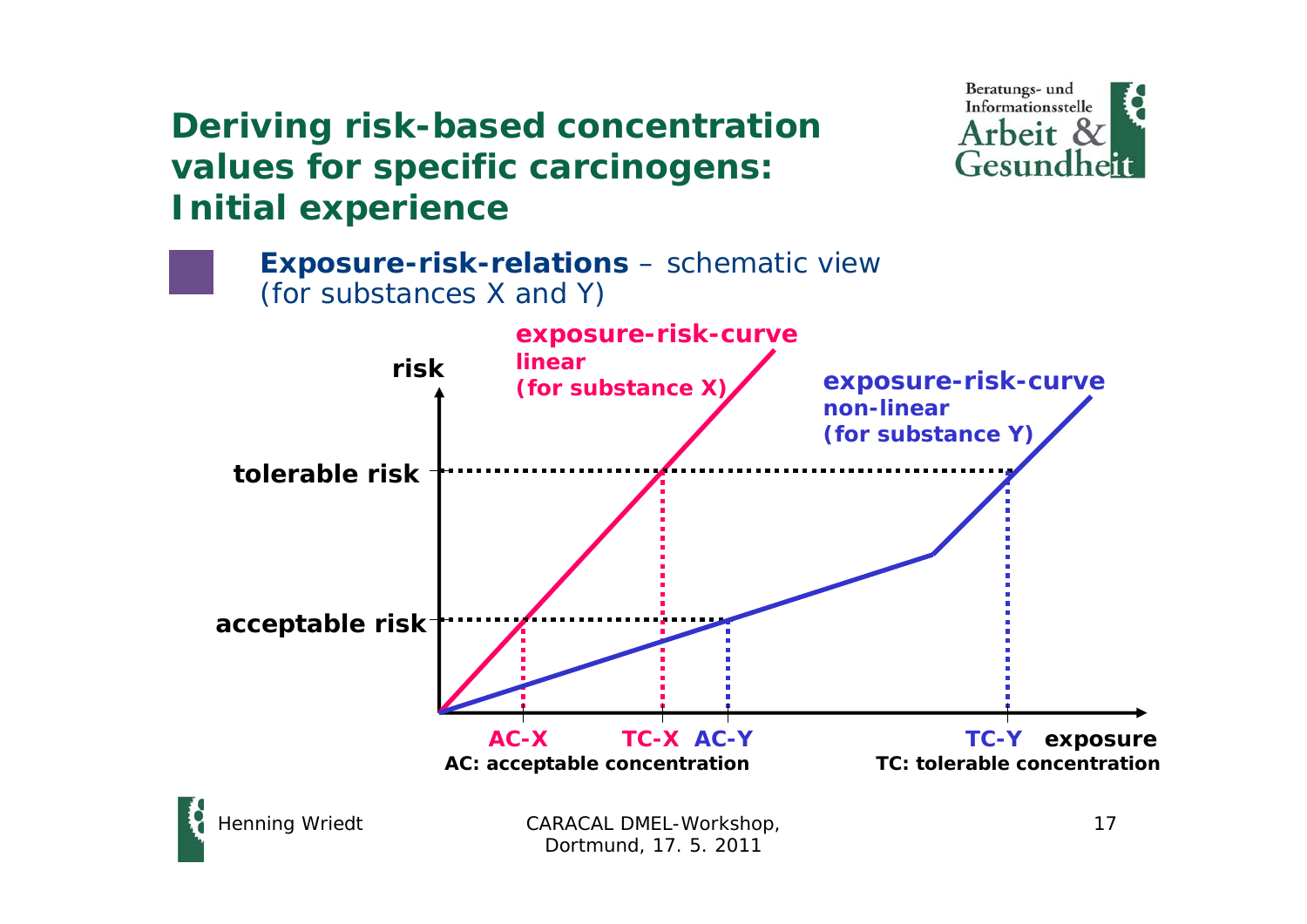# Deriving risk-based concentration values for specific carcinogens: Initial experience

- **Exposure-risk-relations** – schematic view (for substances X and Y)

**exposure-risk-curve**
**linear**
**(for substance X)**

**exposure-risk-curve**
**non-linear**
**(for substance Y)**

**risk**

**tolerable risk**

**acceptable risk**

**AC-X** **TC-X** **AC-Y** **TC-Y** **exposure**

**AC: acceptable concentration**

**TC: tolerable concentration**

Henning Wriedt

CARACAL DMEL-Workshop, Dortmund, 17. 5. 2011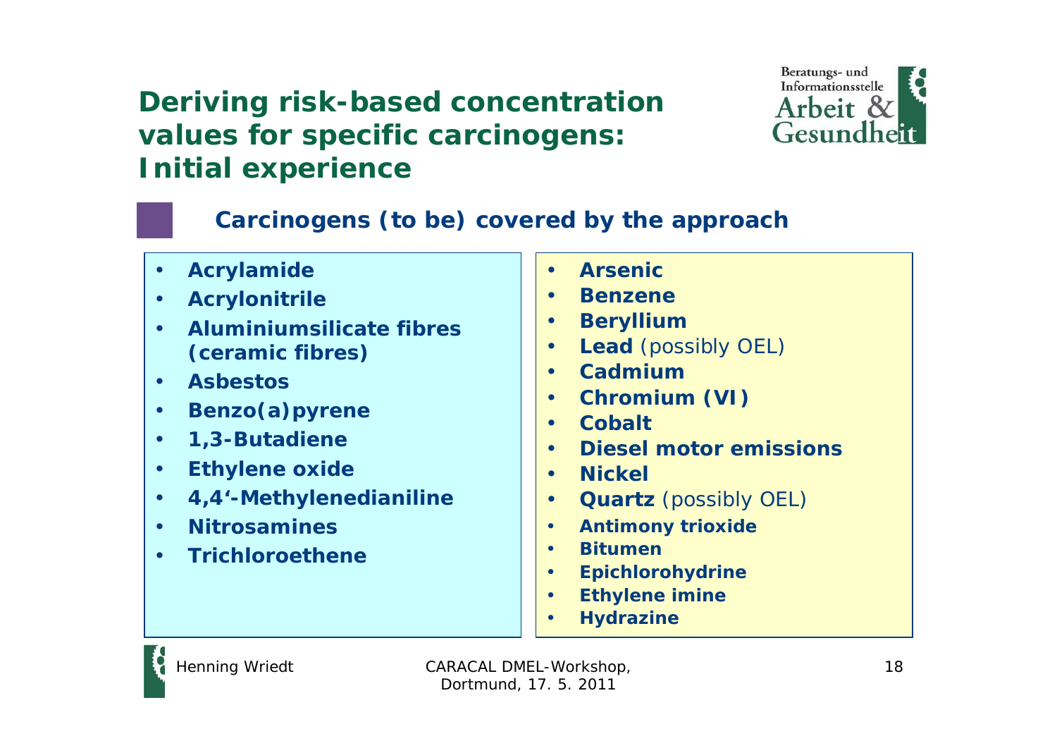# Deriving risk-based concentration values for specific carcinogens: Initial experience

## Carcinogens (to be) covered by the approach

- **Acrylamide**
- **Acrylonitrile**
- **Aluminiumsilicate fibres (ceramic fibres)**
- **Asbestos**
- **Benzo(a)pyrene**
- **1,3-Butadiene**
- **Ethylene oxide**
- **4,4‘-Methylenedianiline**
- **Nitrosamines**
- **Trichloroethene**

- **Arsenic**
- **Benzene**
- **Beryllium**
- **Lead** (possibly OEL)
- **Cadmium**
- **Chromium (VI)**
- **Cobalt**
- **Diesel motor emissions**
- **Nickel**
- **Quartz** (possibly OEL)
- **Antimony trioxide**
- **Bitumen**
- **Epichlorohydrine**
- **Ethylene imine**
- **Hydrazine**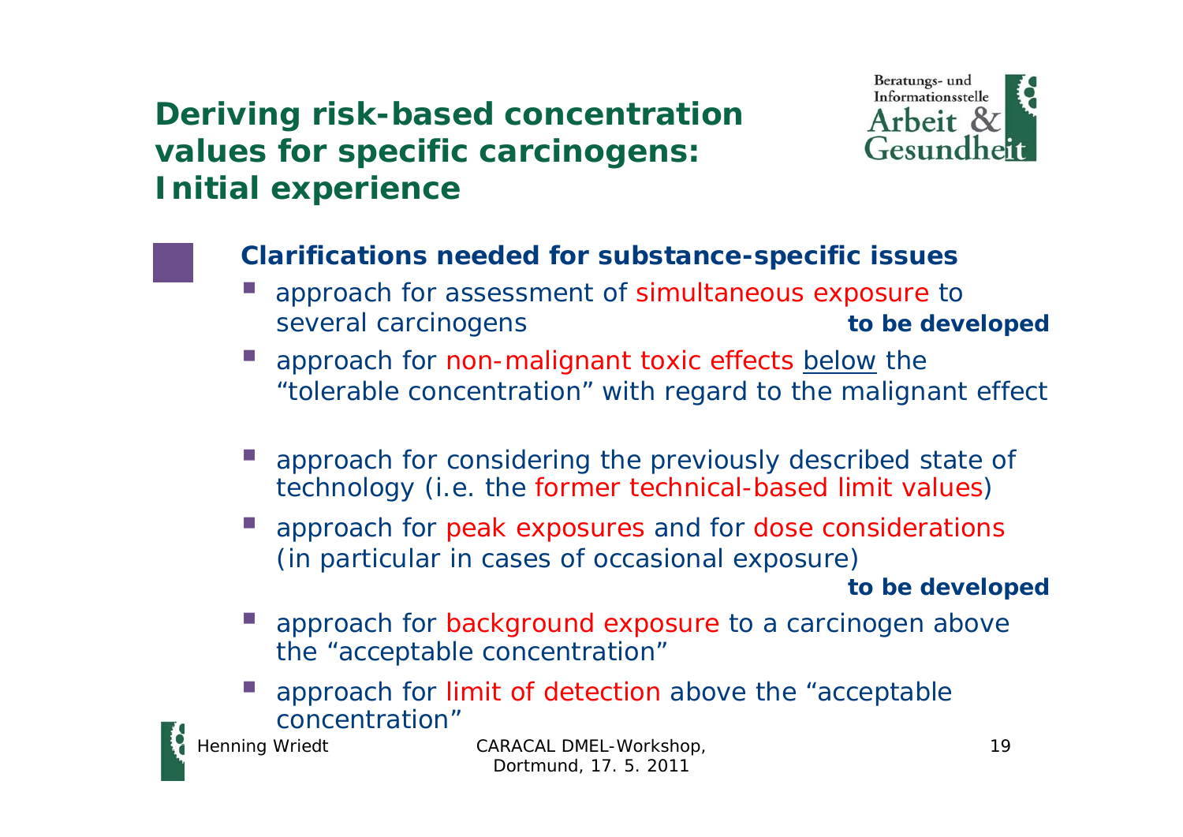# Deriving risk-based concentration values for specific carcinogens: Initial experience

## Clarifications needed for substance-specific issues

- approach for assessment of simultaneous exposure to several carcinogens **to be developed**
- approach for non-malignant toxic effects below the "tolerable concentration" with regard to the malignant effect
- approach for considering the previously described state of technology (i.e. the former technical-based limit values)
- approach for peak exposures and for dose considerations (in particular in cases of occasional exposure) **to be developed**
- approach for background exposure to a carcinogen above the "acceptable concentration"
- approach for limit of detection above the "acceptable concentration"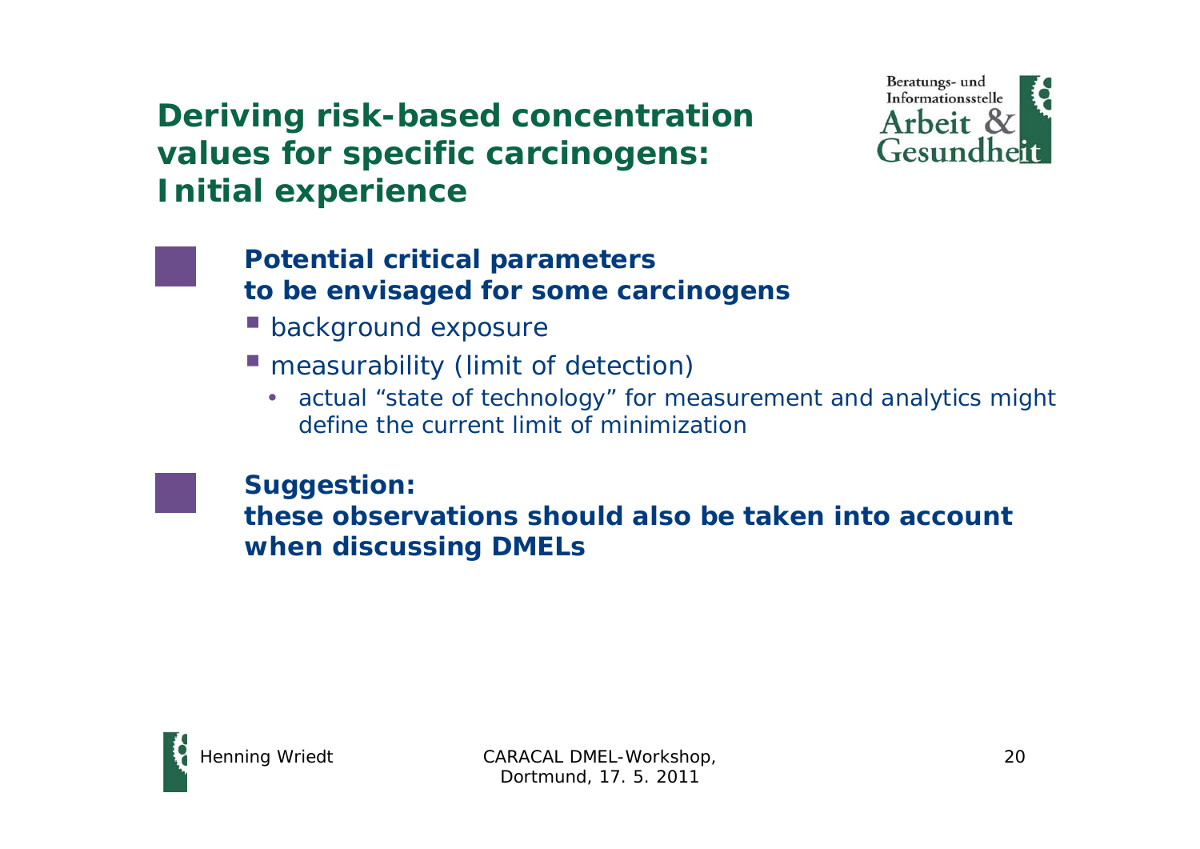# Deriving risk-based concentration values for specific carcinogens: Initial experience

**Potential critical parameters to be envisaged for some carcinogens**

- background exposure
- measurability (limit of detection)
  - actual “state of technology” for measurement and analytics might define the current limit of minimization

**Suggestion: these observations should also be taken into account when discussing DMELs**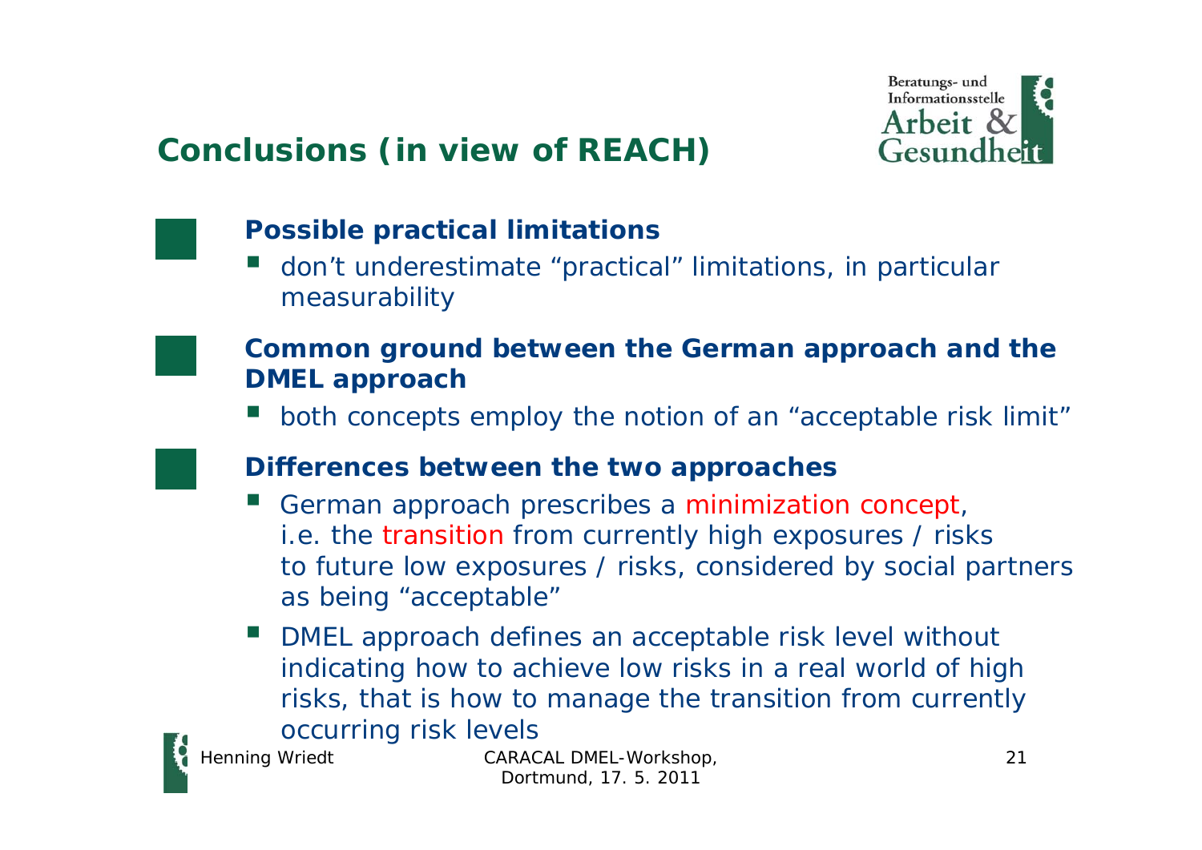# Conclusions (in view of REACH)

**Possible practical limitations**

- don't underestimate "practical" limitations, in particular measurability

**Common ground between the German approach and the DMEL approach**

- both concepts employ the notion of an "acceptable risk limit"

**Differences between the two approaches**

- German approach prescribes a minimization concept, i.e. the transition from currently high exposures / risks to future low exposures / risks, considered by social partners as being "acceptable"
- DMEL approach defines an acceptable risk level without indicating how to achieve low risks in a real world of high risks, that is how to manage the transition from currently occurring risk levels